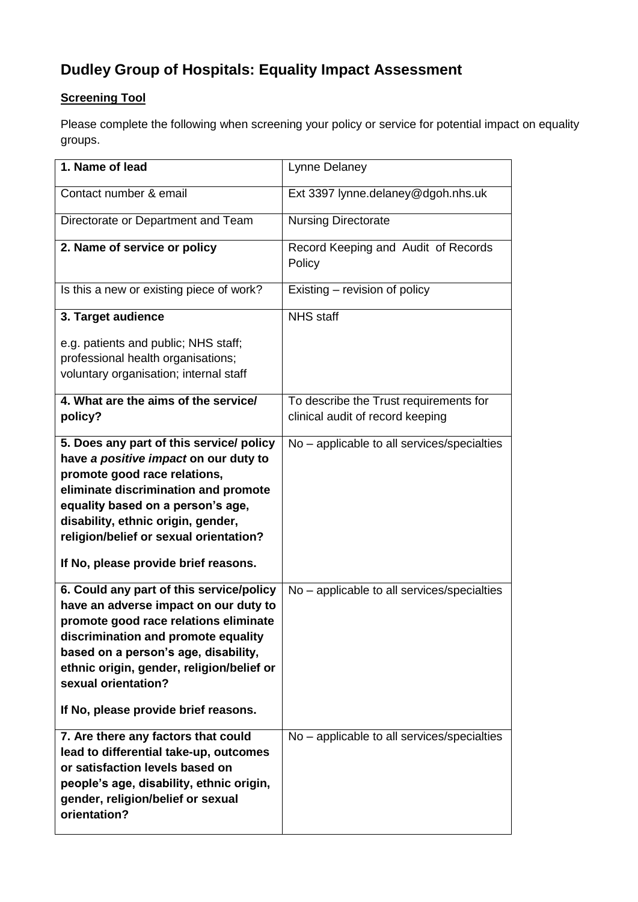# Dudley Group of Hospitals: Equality Impact Assessment

## Screening Tool

Please complete the following when screening your policy or service for potential impact on equality groups.

| | |
|---|---|
| **1. Name of lead** | Lynne Delaney |
| Contact number & email | Ext 3397 lynne.delaney@dgoh.nhs.uk |
| Directorate or Department and Team | Nursing Directorate |
| **2. Name of service or policy** | Record Keeping and Audit of Records Policy |
| Is this a new or existing piece of work? | Existing – revision of policy |
| **3. Target audience**<br><br>e.g. patients and public; NHS staff; professional health organisations; voluntary organisation; internal staff | NHS staff |
| **4. What are the aims of the service/ policy?** | To describe the Trust requirements for clinical audit of record keeping |
| **5. Does any part of this service/ policy have *a positive impact* on our duty to promote good race relations, eliminate discrimination and promote equality based on a person's age, disability, ethnic origin, gender, religion/belief or sexual orientation?**<br><br>**If No, please provide brief reasons.** | No – applicable to all services/specialties |
| **6. Could any part of this service/policy have an adverse impact on our duty to promote good race relations eliminate discrimination and promote equality based on a person's age, disability, ethnic origin, gender, religion/belief or sexual orientation?**<br><br>**If No, please provide brief reasons.** | No – applicable to all services/specialties |
| **7. Are there any factors that could lead to differential take-up, outcomes or satisfaction levels based on people's age, disability, ethnic origin, gender, religion/belief or sexual orientation?** | No – applicable to all services/specialties |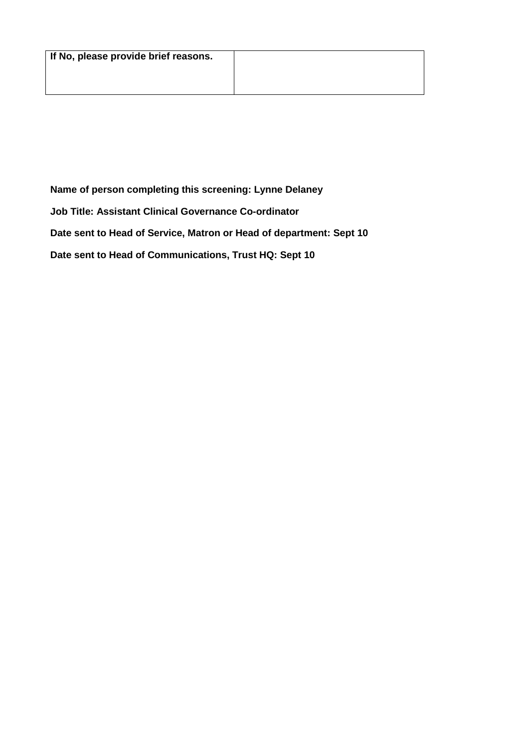| | |
|---|---|
| **If No, please provide brief reasons.** | |

**Name of person completing this screening: Lynne Delaney**

**Job Title: Assistant Clinical Governance Co-ordinator**

**Date sent to Head of Service, Matron or Head of department: Sept 10**

**Date sent to Head of Communications, Trust HQ: Sept 10**